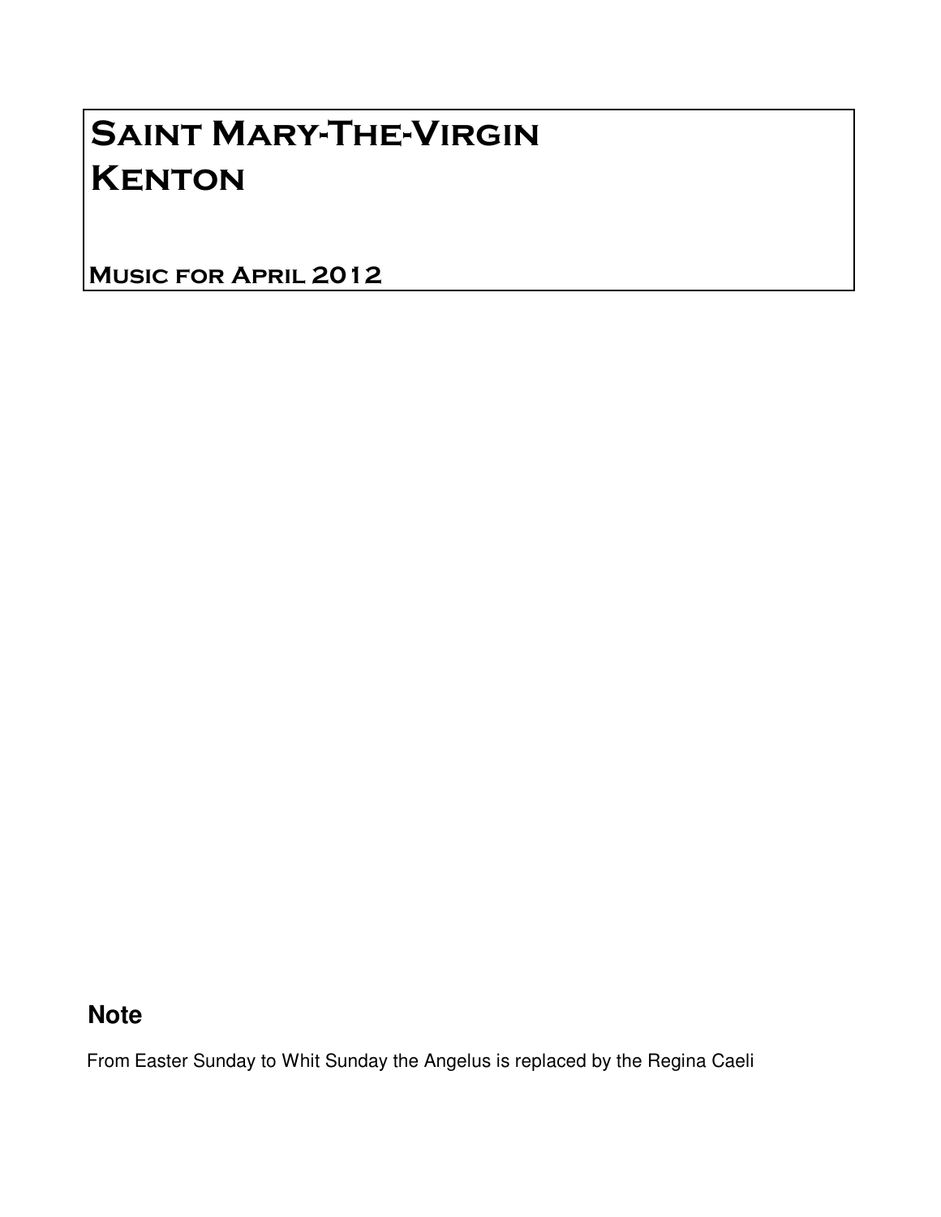# Saint Mary-The-Virgin
# Kenton

## Music for April 2012

### Note

From Easter Sunday to Whit Sunday the Angelus is replaced by the Regina Caeli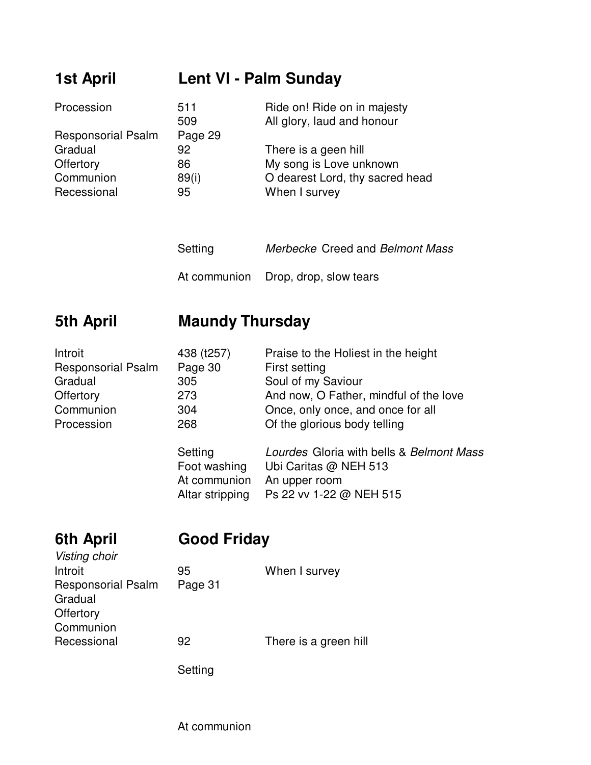## 1st April — Lent VI - Palm Sunday

| | | |
|---|---|---|
| Procession | 511 | Ride on! Ride on in majesty |
| | 509 | All glory, laud and honour |
| Responsorial Psalm | Page 29 | |
| Gradual | 92 | There is a geen hill |
| Offertory | 86 | My song is Love unknown |
| Communion | 89(i) | O dearest Lord, thy sacred head |
| Recessional | 95 | When I survey |

Setting — *Merbecke* Creed and *Belmont Mass*

At communion — Drop, drop, slow tears

## 5th April — Maundy Thursday

| | | |
|---|---|---|
| Introit | 438 (t257) | Praise to the Holiest in the height |
| Responsorial Psalm | Page 30 | First setting |
| Gradual | 305 | Soul of my Saviour |
| Offertory | 273 | And now, O Father, mindful of the love |
| Communion | 304 | Once, only once, and once for all |
| Procession | 268 | Of the glorious body telling |

Setting — *Lourdes* Gloria with bells & *Belmont Mass*

Foot washing — Ubi Caritas @ NEH 513

At communion — An upper room

Altar stripping — Ps 22 vv 1-22 @ NEH 515

## 6th April — Good Friday

*Visting choir*

| | | |
|---|---|---|
| Introit | 95 | When I survey |
| Responsorial Psalm | Page 31 | |
| Gradual | | |
| Offertory | | |
| Communion | | |
| Recessional | 92 | There is a green hill |

Setting

At communion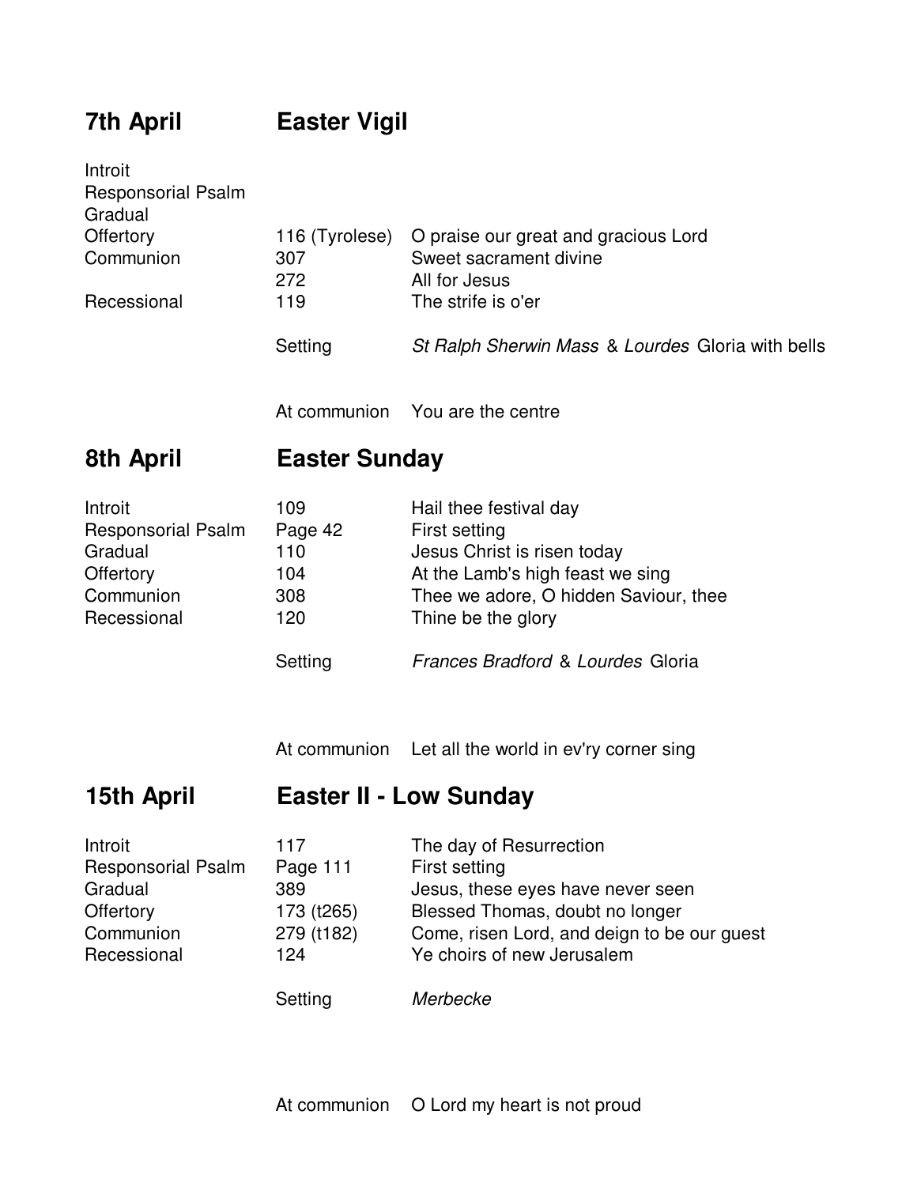## 7th April — Easter Vigil

| | | |
|---|---|---|
| Introit | | |
| Responsorial Psalm | | |
| Gradual | | |
| Offertory | 116 (Tyrolese) | O praise our great and gracious Lord |
| Communion | 307 | Sweet sacrament divine |
| | 272 | All for Jesus |
| Recessional | 119 | The strife is o'er |
| | Setting | *St Ralph Sherwin Mass* & *Lourdes* Gloria with bells |
| | At communion | You are the centre |

## 8th April — Easter Sunday

| | | |
|---|---|---|
| Introit | 109 | Hail thee festival day |
| Responsorial Psalm | Page 42 | First setting |
| Gradual | 110 | Jesus Christ is risen today |
| Offertory | 104 | At the Lamb's high feast we sing |
| Communion | 308 | Thee we adore, O hidden Saviour, thee |
| Recessional | 120 | Thine be the glory |
| | Setting | *Frances Bradford* & *Lourdes* Gloria |
| | At communion | Let all the world in ev'ry corner sing |

## 15th April — Easter II - Low Sunday

| | | |
|---|---|---|
| Introit | 117 | The day of Resurrection |
| Responsorial Psalm | Page 111 | First setting |
| Gradual | 389 | Jesus, these eyes have never seen |
| Offertory | 173 (t265) | Blessed Thomas, doubt no longer |
| Communion | 279 (t182) | Come, risen Lord, and deign to be our guest |
| Recessional | 124 | Ye choirs of new Jerusalem |
| | Setting | *Merbecke* |
| | At communion | O Lord my heart is not proud |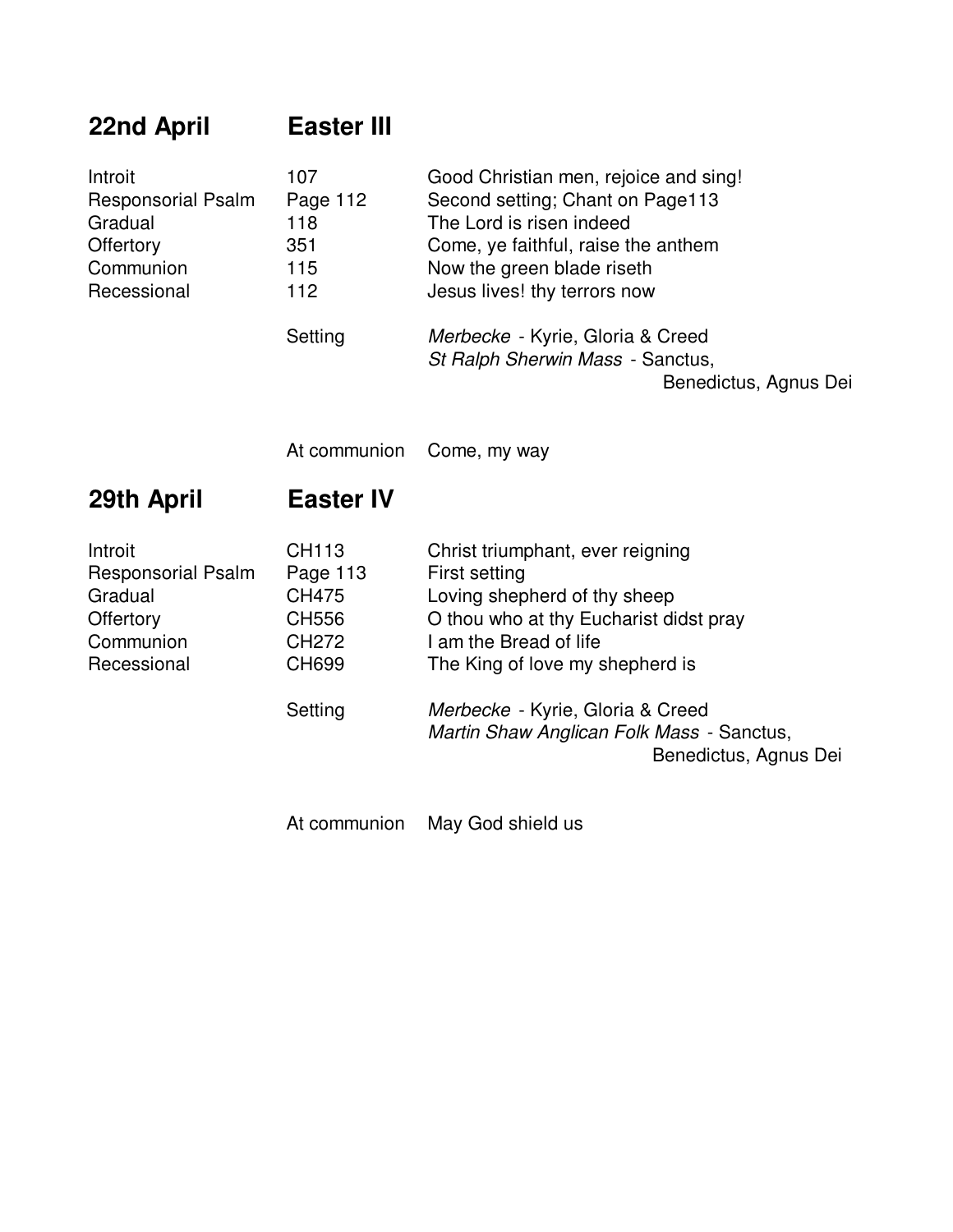## 22nd April Easter III

| | | |
|---|---|---|
| Introit | 107 | Good Christian men, rejoice and sing! |
| Responsorial Psalm | Page 112 | Second setting; Chant on Page113 |
| Gradual | 118 | The Lord is risen indeed |
| Offertory | 351 | Come, ye faithful, raise the anthem |
| Communion | 115 | Now the green blade riseth |
| Recessional | 112 | Jesus lives! thy terrors now |
| | Setting | *Merbecke* - Kyrie, Gloria & Creed<br>*St Ralph Sherwin Mass* - Sanctus, Benedictus, Agnus Dei |
| | At communion | Come, my way |

## 29th April Easter IV

| | | |
|---|---|---|
| Introit | CH113 | Christ triumphant, ever reigning |
| Responsorial Psalm | Page 113 | First setting |
| Gradual | CH475 | Loving shepherd of thy sheep |
| Offertory | CH556 | O thou who at thy Eucharist didst pray |
| Communion | CH272 | I am the Bread of life |
| Recessional | CH699 | The King of love my shepherd is |
| | Setting | *Merbecke* - Kyrie, Gloria & Creed<br>*Martin Shaw Anglican Folk Mass* - Sanctus, Benedictus, Agnus Dei |
| | At communion | May God shield us |